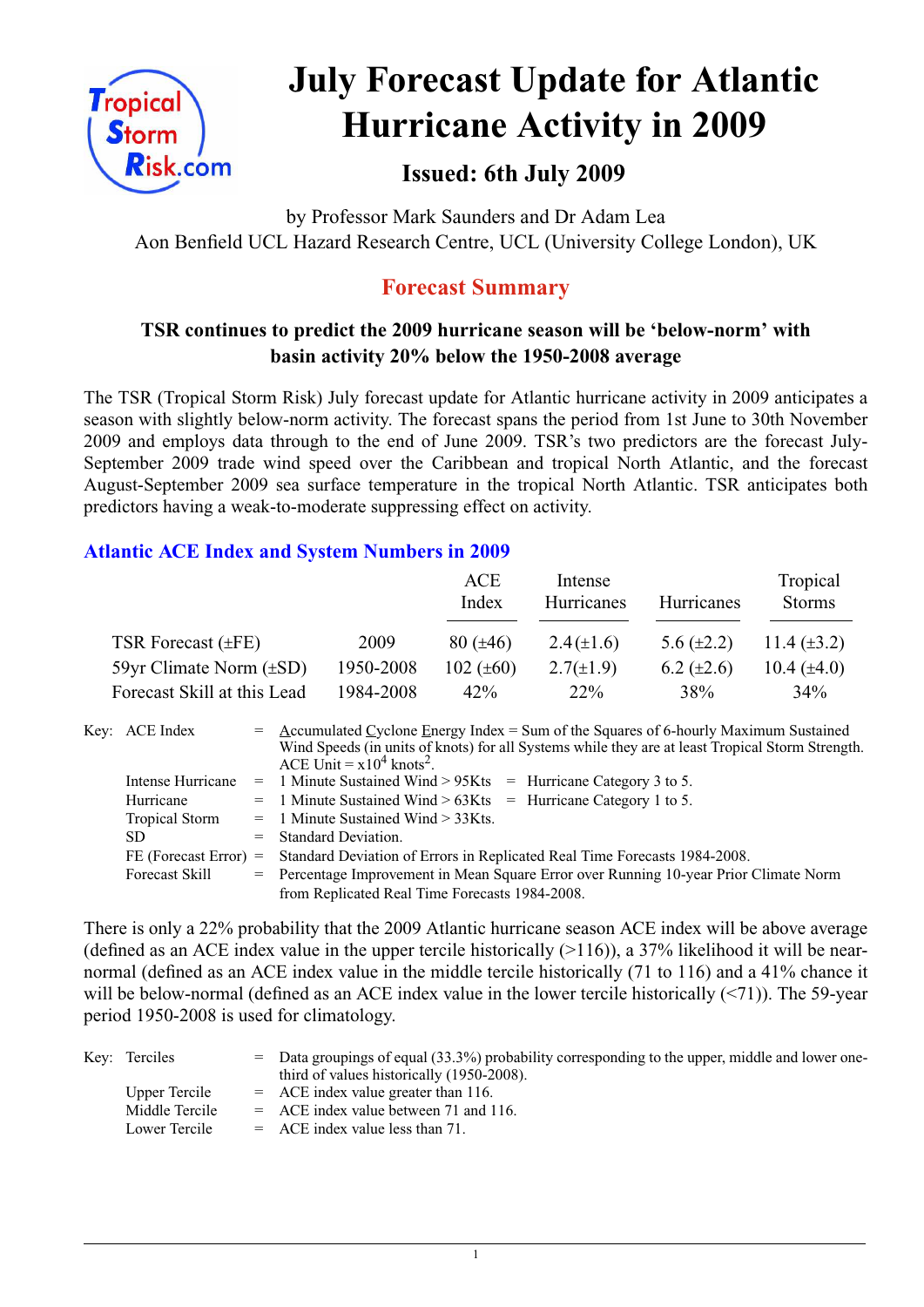# July Forecast Update for Atlantic Hurricane Activity in 2009

## Issued: 6th July 2009

by Professor Mark Saunders and Dr Adam Lea
Aon Benfield UCL Hazard Research Centre, UCL (University College London), UK

## Forecast Summary

### TSR continues to predict the 2009 hurricane season will be 'below-norm' with basin activity 20% below the 1950-2008 average

The TSR (Tropical Storm Risk) July forecast update for Atlantic hurricane activity in 2009 anticipates a season with slightly below-norm activity. The forecast spans the period from 1st June to 30th November 2009 and employs data through to the end of June 2009. TSR's two predictors are the forecast July-September 2009 trade wind speed over the Caribbean and tropical North Atlantic, and the forecast August-September 2009 sea surface temperature in the tropical North Atlantic. TSR anticipates both predictors having a weak-to-moderate suppressing effect on activity.

### Atlantic ACE Index and System Numbers in 2009

| | | ACE Index | Intense Hurricanes | Hurricanes | Tropical Storms |
|---|---|---|---|---|---|
| TSR Forecast (±FE) | 2009 | 80 (±46) | 2.4 (±1.6) | 5.6 (±2.2) | 11.4 (±3.2) |
| 59yr Climate Norm (±SD) | 1950-2008 | 102 (±60) | 2.7 (±1.9) | 6.2 (±2.6) | 10.4 (±4.0) |
| Forecast Skill at this Lead | 1984-2008 | 42% | 22% | 38% | 34% |

Key:
- ACE Index = Accumulated Cyclone Energy Index = Sum of the Squares of 6-hourly Maximum Sustained Wind Speeds (in units of knots) for all Systems while they are at least Tropical Storm Strength. ACE Unit = $\times 10^4$ knots$^2$.
- Intense Hurricane = 1 Minute Sustained Wind > 95Kts = Hurricane Category 3 to 5.
- Hurricane = 1 Minute Sustained Wind > 63Kts = Hurricane Category 1 to 5.
- Tropical Storm = 1 Minute Sustained Wind > 33Kts.
- SD = Standard Deviation.
- FE (Forecast Error) = Standard Deviation of Errors in Replicated Real Time Forecasts 1984-2008.
- Forecast Skill = Percentage Improvement in Mean Square Error over Running 10-year Prior Climate Norm from Replicated Real Time Forecasts 1984-2008.

There is only a 22% probability that the 2009 Atlantic hurricane season ACE index will be above average (defined as an ACE index value in the upper tercile historically (>116)), a 37% likelihood it will be near-normal (defined as an ACE index value in the middle tercile historically (71 to 116) and a 41% chance it will be below-normal (defined as an ACE index value in the lower tercile historically (<71)). The 59-year period 1950-2008 is used for climatology.

Key:
- Terciles = Data groupings of equal (33.3%) probability corresponding to the upper, middle and lower one-third of values historically (1950-2008).
- Upper Tercile = ACE index value greater than 116.
- Middle Tercile = ACE index value between 71 and 116.
- Lower Tercile = ACE index value less than 71.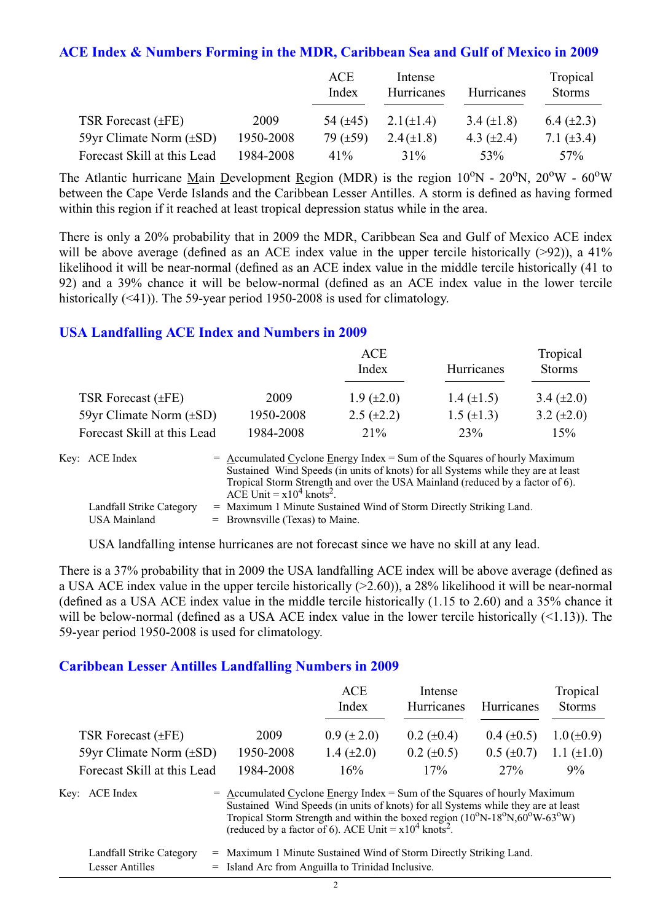## ACE Index & Numbers Forming in the MDR, Caribbean Sea and Gulf of Mexico in 2009

| | | ACE Index | Intense Hurricanes | Hurricanes | Tropical Storms |
|---|---|---|---|---|---|
| TSR Forecast (±FE) | 2009 | 54 (±45) | 2.1(±1.4) | 3.4 (±1.8) | 6.4 (±2.3) |
| 59yr Climate Norm (±SD) | 1950-2008 | 79 (±59) | 2.4(±1.8) | 4.3 (±2.4) | 7.1 (±3.4) |
| Forecast Skill at this Lead | 1984-2008 | 41% | 31% | 53% | 57% |

The Atlantic hurricane Main Development Region (MDR) is the region 10°N - 20°N, 20°W - 60°W between the Cape Verde Islands and the Caribbean Lesser Antilles. A storm is defined as having formed within this region if it reached at least tropical depression status while in the area.

There is only a 20% probability that in 2009 the MDR, Caribbean Sea and Gulf of Mexico ACE index will be above average (defined as an ACE index value in the upper tercile historically (>92)), a 41% likelihood it will be near-normal (defined as an ACE index value in the middle tercile historically (41 to 92) and a 39% chance it will be below-normal (defined as an ACE index value in the lower tercile historically (<41)). The 59-year period 1950-2008 is used for climatology.

## USA Landfalling ACE Index and Numbers in 2009

| | | ACE Index | Hurricanes | Tropical Storms |
|---|---|---|---|---|
| TSR Forecast (±FE) | 2009 | 1.9 (±2.0) | 1.4 (±1.5) | 3.4 (±2.0) |
| 59yr Climate Norm (±SD) | 1950-2008 | 2.5 (±2.2) | 1.5 (±1.3) | 3.2 (±2.0) |
| Forecast Skill at this Lead | 1984-2008 | 21% | 23% | 15% |

Key: ACE Index = Accumulated Cyclone Energy Index = Sum of the Squares of hourly Maximum Sustained Wind Speeds (in units of knots) for all Systems while they are at least Tropical Storm Strength and over the USA Mainland (reduced by a factor of 6). ACE Unit = $x10^4$ knots$^2$.

Landfall Strike Category = Maximum 1 Minute Sustained Wind of Storm Directly Striking Land.

USA Mainland = Brownsville (Texas) to Maine.

USA landfalling intense hurricanes are not forecast since we have no skill at any lead.

There is a 37% probability that in 2009 the USA landfalling ACE index will be above average (defined as a USA ACE index value in the upper tercile historically (>2.60)), a 28% likelihood it will be near-normal (defined as a USA ACE index value in the middle tercile historically (1.15 to 2.60) and a 35% chance it will be below-normal (defined as a USA ACE index value in the lower tercile historically (<1.13)). The 59-year period 1950-2008 is used for climatology.

## Caribbean Lesser Antilles Landfalling Numbers in 2009

| | | ACE Index | Intense Hurricanes | Hurricanes | Tropical Storms |
|---|---|---|---|---|---|
| TSR Forecast (±FE) | 2009 | 0.9 (± 2.0) | 0.2 (±0.4) | 0.4 (±0.5) | 1.0 (±0.9) |
| 59yr Climate Norm (±SD) | 1950-2008 | 1.4 (±2.0) | 0.2 (±0.5) | 0.5 (±0.7) | 1.1 (±1.0) |
| Forecast Skill at this Lead | 1984-2008 | 16% | 17% | 27% | 9% |

Key: ACE Index = Accumulated Cyclone Energy Index = Sum of the Squares of hourly Maximum Sustained Wind Speeds (in units of knots) for all Systems while they are at least Tropical Storm Strength and within the boxed region (10°N-18°N,60°W-63°W) (reduced by a factor of 6). ACE Unit = $x10^4$ knots$^2$.

Landfall Strike Category = Maximum 1 Minute Sustained Wind of Storm Directly Striking Land.

Lesser Antilles = Island Arc from Anguilla to Trinidad Inclusive.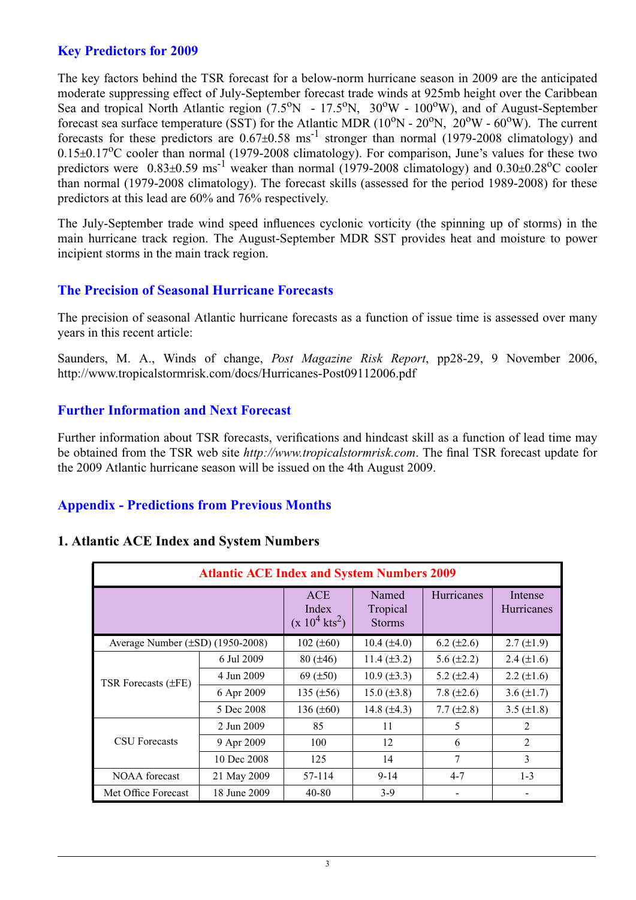## Key Predictors for 2009

The key factors behind the TSR forecast for a below-norm hurricane season in 2009 are the anticipated moderate suppressing effect of July-September forecast trade winds at 925mb height over the Caribbean Sea and tropical North Atlantic region (7.5°N - 17.5°N, 30°W - 100°W), and of August-September forecast sea surface temperature (SST) for the Atlantic MDR (10°N - 20°N, 20°W - 60°W). The current forecasts for these predictors are 0.67±0.58 $ms^{-1}$ stronger than normal (1979-2008 climatology) and 0.15±0.17°C cooler than normal (1979-2008 climatology). For comparison, June's values for these two predictors were 0.83±0.59 $ms^{-1}$ weaker than normal (1979-2008 climatology) and 0.30±0.28°C cooler than normal (1979-2008 climatology). The forecast skills (assessed for the period 1989-2008) for these predictors at this lead are 60% and 76% respectively.

The July-September trade wind speed influences cyclonic vorticity (the spinning up of storms) in the main hurricane track region. The August-September MDR SST provides heat and moisture to power incipient storms in the main track region.

## The Precision of Seasonal Hurricane Forecasts

The precision of seasonal Atlantic hurricane forecasts as a function of issue time is assessed over many years in this recent article:

Saunders, M. A., Winds of change, *Post Magazine Risk Report*, pp28-29, 9 November 2006, http://www.tropicalstormrisk.com/docs/Hurricanes-Post09112006.pdf

## Further Information and Next Forecast

Further information about TSR forecasts, verifications and hindcast skill as a function of lead time may be obtained from the TSR web site *http://www.tropicalstormrisk.com*. The final TSR forecast update for the 2009 Atlantic hurricane season will be issued on the 4th August 2009.

## Appendix - Predictions from Previous Months

### 1. Atlantic ACE Index and System Numbers

| Atlantic ACE Index and System Numbers 2009 | | | | | |
|---|---|---|---|---|---|
| | | ACE Index (x $10^4$ $kts^2$) | Named Tropical Storms | Hurricanes | Intense Hurricanes |
| Average Number (±SD) (1950-2008) | | 102 (±60) | 10.4 (±4.0) | 6.2 (±2.6) | 2.7 (±1.9) |
| TSR Forecasts (±FE) | 6 Jul 2009 | 80 (±46) | 11.4 (±3.2) | 5.6 (±2.2) | 2.4 (±1.6) |
| | 4 Jun 2009 | 69 (±50) | 10.9 (±3.3) | 5.2 (±2.4) | 2.2 (±1.6) |
| | 6 Apr 2009 | 135 (±56) | 15.0 (±3.8) | 7.8 (±2.6) | 3.6 (±1.7) |
| | 5 Dec 2008 | 136 (±60) | 14.8 (±4.3) | 7.7 (±2.8) | 3.5 (±1.8) |
| CSU Forecasts | 2 Jun 2009 | 85 | 11 | 5 | 2 |
| | 9 Apr 2009 | 100 | 12 | 6 | 2 |
| | 10 Dec 2008 | 125 | 14 | 7 | 3 |
| NOAA forecast | 21 May 2009 | 57-114 | 9-14 | 4-7 | 1-3 |
| Met Office Forecast | 18 June 2009 | 40-80 | 3-9 | - | - |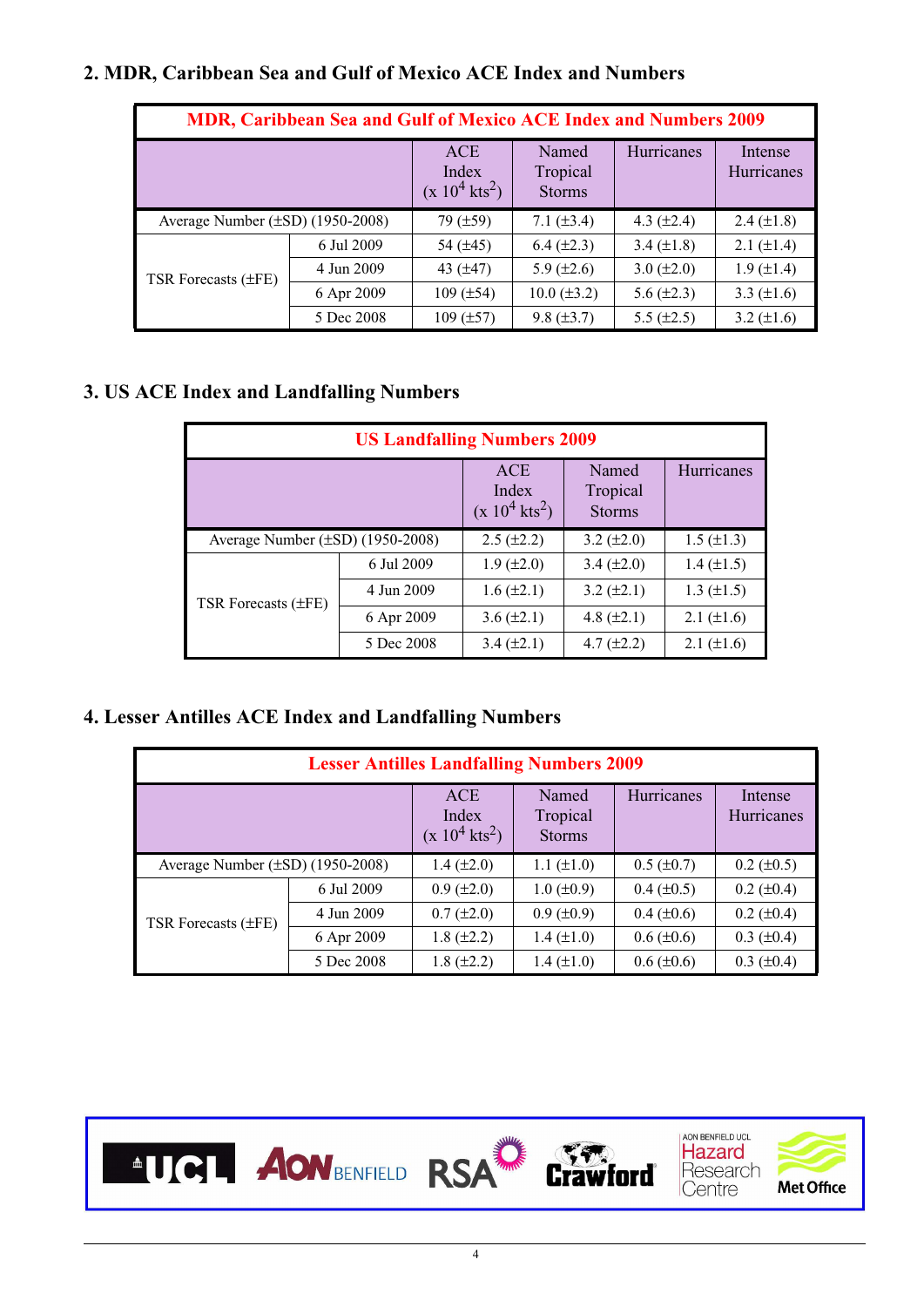## 2. MDR, Caribbean Sea and Gulf of Mexico ACE Index and Numbers

| MDR, Caribbean Sea and Gulf of Mexico ACE Index and Numbers 2009 | | | | | |
|---|---|---|---|---|---|
| | | ACE Index (x $10^4$ kts$^2$) | Named Tropical Storms | Hurricanes | Intense Hurricanes |
| Average Number (±SD) (1950-2008) | | 79 (±59) | 7.1 (±3.4) | 4.3 (±2.4) | 2.4 (±1.8) |
| TSR Forecasts (±FE) | 6 Jul 2009 | 54 (±45) | 6.4 (±2.3) | 3.4 (±1.8) | 2.1 (±1.4) |
| | 4 Jun 2009 | 43 (±47) | 5.9 (±2.6) | 3.0 (±2.0) | 1.9 (±1.4) |
| | 6 Apr 2009 | 109 (±54) | 10.0 (±3.2) | 5.6 (±2.3) | 3.3 (±1.6) |
| | 5 Dec 2008 | 109 (±57) | 9.8 (±3.7) | 5.5 (±2.5) | 3.2 (±1.6) |

## 3. US ACE Index and Landfalling Numbers

| US Landfalling Numbers 2009 | | | | |
|---|---|---|---|---|
| | | ACE Index (x $10^4$ kts$^2$) | Named Tropical Storms | Hurricanes |
| Average Number (±SD) (1950-2008) | | 2.5 (±2.2) | 3.2 (±2.0) | 1.5 (±1.3) |
| TSR Forecasts (±FE) | 6 Jul 2009 | 1.9 (±2.0) | 3.4 (±2.0) | 1.4 (±1.5) |
| | 4 Jun 2009 | 1.6 (±2.1) | 3.2 (±2.1) | 1.3 (±1.5) |
| | 6 Apr 2009 | 3.6 (±2.1) | 4.8 (±2.1) | 2.1 (±1.6) |
| | 5 Dec 2008 | 3.4 (±2.1) | 4.7 (±2.2) | 2.1 (±1.6) |

## 4. Lesser Antilles ACE Index and Landfalling Numbers

| Lesser Antilles Landfalling Numbers 2009 | | | | | |
|---|---|---|---|---|---|
| | | ACE Index (x $10^4$ kts$^2$) | Named Tropical Storms | Hurricanes | Intense Hurricanes |
| Average Number (±SD) (1950-2008) | | 1.4 (±2.0) | 1.1 (±1.0) | 0.5 (±0.7) | 0.2 (±0.5) |
| TSR Forecasts (±FE) | 6 Jul 2009 | 0.9 (±2.0) | 1.0 (±0.9) | 0.4 (±0.5) | 0.2 (±0.4) |
| | 4 Jun 2009 | 0.7 (±2.0) | 0.9 (±0.9) | 0.4 (±0.6) | 0.2 (±0.4) |
| | 6 Apr 2009 | 1.8 (±2.2) | 1.4 (±1.0) | 0.6 (±0.6) | 0.3 (±0.4) |
| | 5 Dec 2008 | 1.8 (±2.2) | 1.4 (±1.0) | 0.6 (±0.6) | 0.3 (±0.4) |

UCL AON BENFIELD RSA Crawford AON BENFIELD UCL Hazard Research Centre Met Office